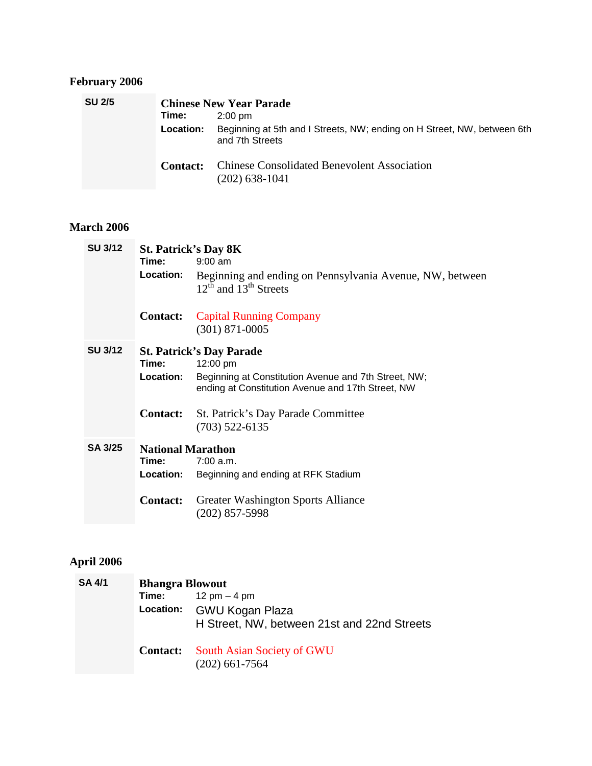## February 2006

**SU 2/5**

**Chinese New Year Parade**

**Time:** 2:00 pm

**Location:** Beginning at 5th and I Streets, NW; ending on H Street, NW, between 6th and 7th Streets

**Contact:** Chinese Consolidated Benevolent Association
(202) 638-1041

## March 2006

**SU 3/12**

**St. Patrick's Day 8K**

**Time:** 9:00 am

**Location:** Beginning and ending on Pennsylvania Avenue, NW, between 12th and 13th Streets

**Contact:** Capital Running Company
(301) 871-0005

**SU 3/12**

**St. Patrick's Day Parade**

**Time:** 12:00 pm

**Location:** Beginning at Constitution Avenue and 7th Street, NW; ending at Constitution Avenue and 17th Street, NW

**Contact:** St. Patrick's Day Parade Committee
(703) 522-6135

**SA 3/25**

**National Marathon**

**Time:** 7:00 a.m.

**Location:** Beginning and ending at RFK Stadium

**Contact:** Greater Washington Sports Alliance
(202) 857-5998

## April 2006

**SA 4/1**

**Bhangra Blowout**

**Time:** 12 pm – 4 pm

**Location:** GWU Kogan Plaza
H Street, NW, between 21st and 22nd Streets

**Contact:** South Asian Society of GWU
(202) 661-7564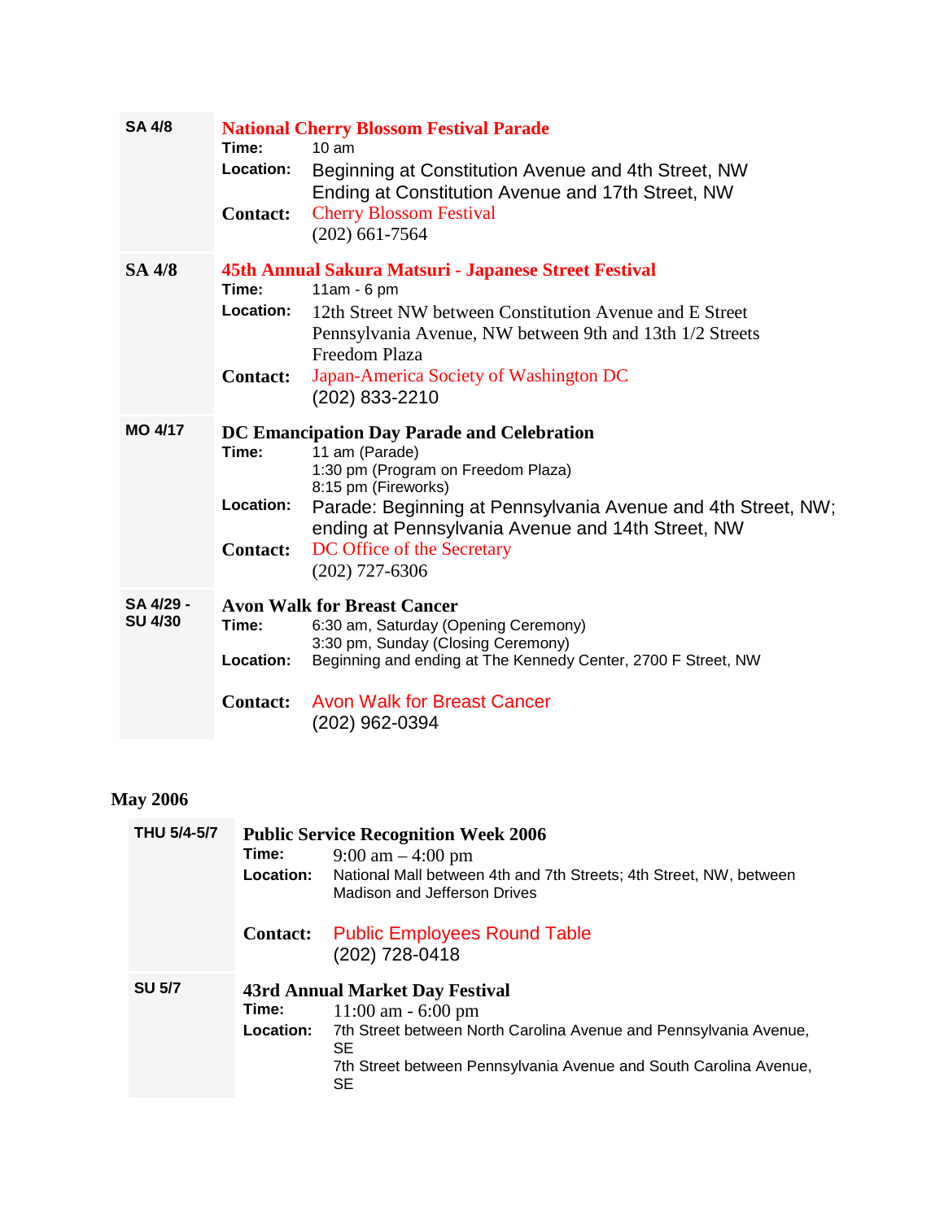| | |
|---|---|
| SA 4/8 | **National Cherry Blossom Festival Parade**<br>**Time:** 10 am<br>**Location:** Beginning at Constitution Avenue and 4th Street, NW<br>Ending at Constitution Avenue and 17th Street, NW<br>**Contact:** Cherry Blossom Festival<br>(202) 661-7564 |
| SA 4/8 | **45th Annual Sakura Matsuri - Japanese Street Festival**<br>**Time:** 11am - 6 pm<br>**Location:** 12th Street NW between Constitution Avenue and E Street<br>Pennsylvania Avenue, NW between 9th and 13th 1/2 Streets<br>Freedom Plaza<br>**Contact:** Japan-America Society of Washington DC<br>(202) 833-2210 |
| MO 4/17 | **DC Emancipation Day Parade and Celebration**<br>**Time:** 11 am (Parade)<br>1:30 pm (Program on Freedom Plaza)<br>8:15 pm (Fireworks)<br>**Location:** Parade: Beginning at Pennsylvania Avenue and 4th Street, NW; ending at Pennsylvania Avenue and 14th Street, NW<br>**Contact:** DC Office of the Secretary<br>(202) 727-6306 |
| SA 4/29 - SU 4/30 | **Avon Walk for Breast Cancer**<br>**Time:** 6:30 am, Saturday (Opening Ceremony)<br>3:30 pm, Sunday (Closing Ceremony)<br>**Location:** Beginning and ending at The Kennedy Center, 2700 F Street, NW<br>**Contact:** Avon Walk for Breast Cancer<br>(202) 962-0394 |

## May 2006

| | |
|---|---|
| THU 5/4-5/7 | **Public Service Recognition Week 2006**<br>**Time:** 9:00 am – 4:00 pm<br>**Location:** National Mall between 4th and 7th Streets; 4th Street, NW, between Madison and Jefferson Drives<br>**Contact:** Public Employees Round Table<br>(202) 728-0418 |
| SU 5/7 | **43rd Annual Market Day Festival**<br>**Time:** 11:00 am - 6:00 pm<br>**Location:** 7th Street between North Carolina Avenue and Pennsylvania Avenue, SE<br>7th Street between Pennsylvania Avenue and South Carolina Avenue, SE |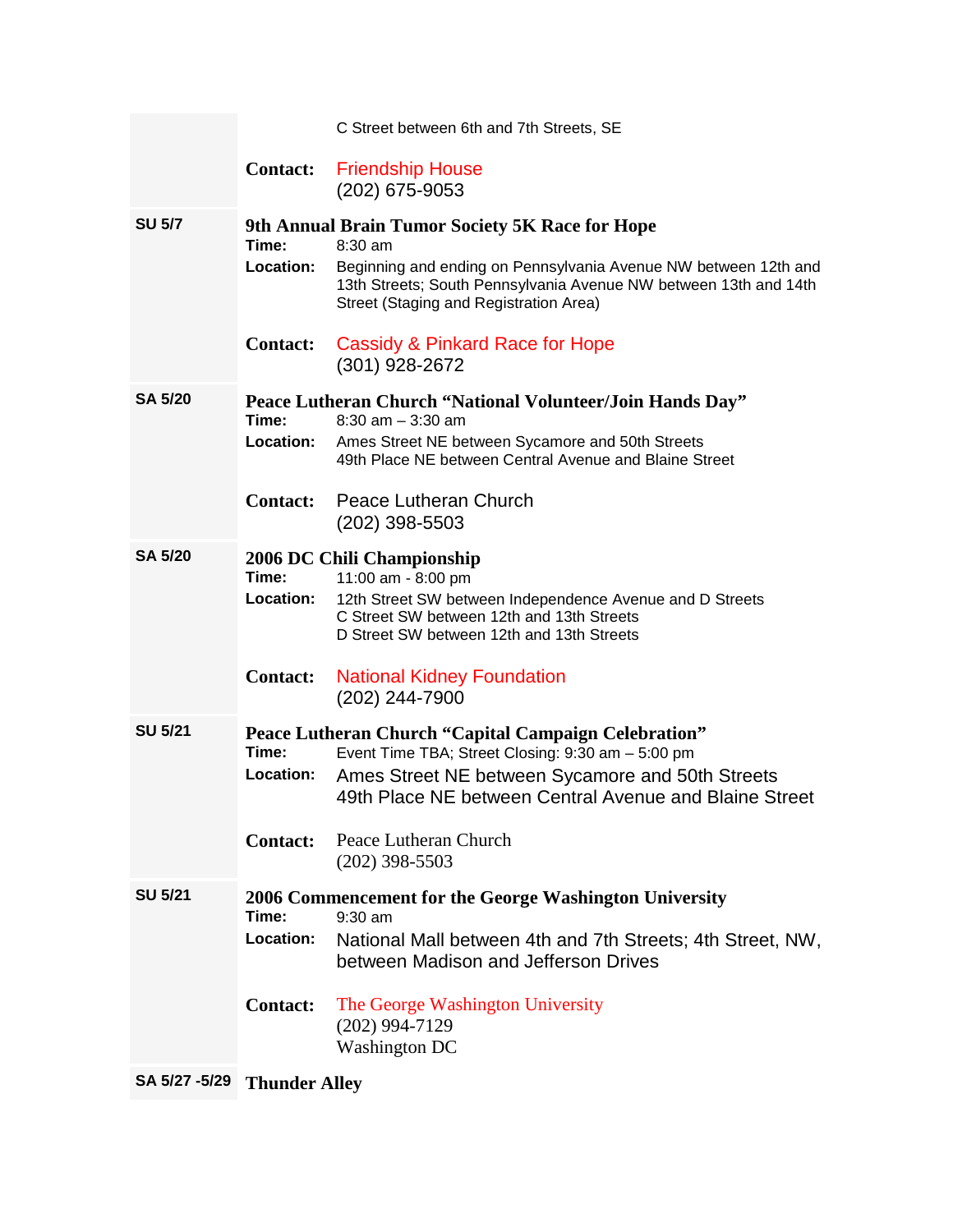| | |
|---|---|
| | C Street between 6th and 7th Streets, SE<br><br>**Contact:** Friendship House<br>(202) 675-9053 |
| **SU 5/7** | **9th Annual Brain Tumor Society 5K Race for Hope**<br>**Time:** 8:30 am<br>**Location:** Beginning and ending on Pennsylvania Avenue NW between 12th and 13th Streets; South Pennsylvania Avenue NW between 13th and 14th Street (Staging and Registration Area)<br><br>**Contact:** Cassidy & Pinkard Race for Hope<br>(301) 928-2672 |
| **SA 5/20** | **Peace Lutheran Church "National Volunteer/Join Hands Day"**<br>**Time:** 8:30 am – 3:30 am<br>**Location:** Ames Street NE between Sycamore and 50th Streets<br>49th Place NE between Central Avenue and Blaine Street<br><br>**Contact:** Peace Lutheran Church<br>(202) 398-5503 |
| **SA 5/20** | **2006 DC Chili Championship**<br>**Time:** 11:00 am - 8:00 pm<br>**Location:** 12th Street SW between Independence Avenue and D Streets<br>C Street SW between 12th and 13th Streets<br>D Street SW between 12th and 13th Streets<br><br>**Contact:** National Kidney Foundation<br>(202) 244-7900 |
| **SU 5/21** | **Peace Lutheran Church "Capital Campaign Celebration"**<br>**Time:** Event Time TBA; Street Closing: 9:30 am – 5:00 pm<br>**Location:** Ames Street NE between Sycamore and 50th Streets<br>49th Place NE between Central Avenue and Blaine Street<br><br>**Contact:** Peace Lutheran Church<br>(202) 398-5503 |
| **SU 5/21** | **2006 Commencement for the George Washington University**<br>**Time:** 9:30 am<br>**Location:** National Mall between 4th and 7th Streets; 4th Street, NW, between Madison and Jefferson Drives<br><br>**Contact:** The George Washington University<br>(202) 994-7129<br>Washington DC |
| **SA 5/27 -5/29** | **Thunder Alley** |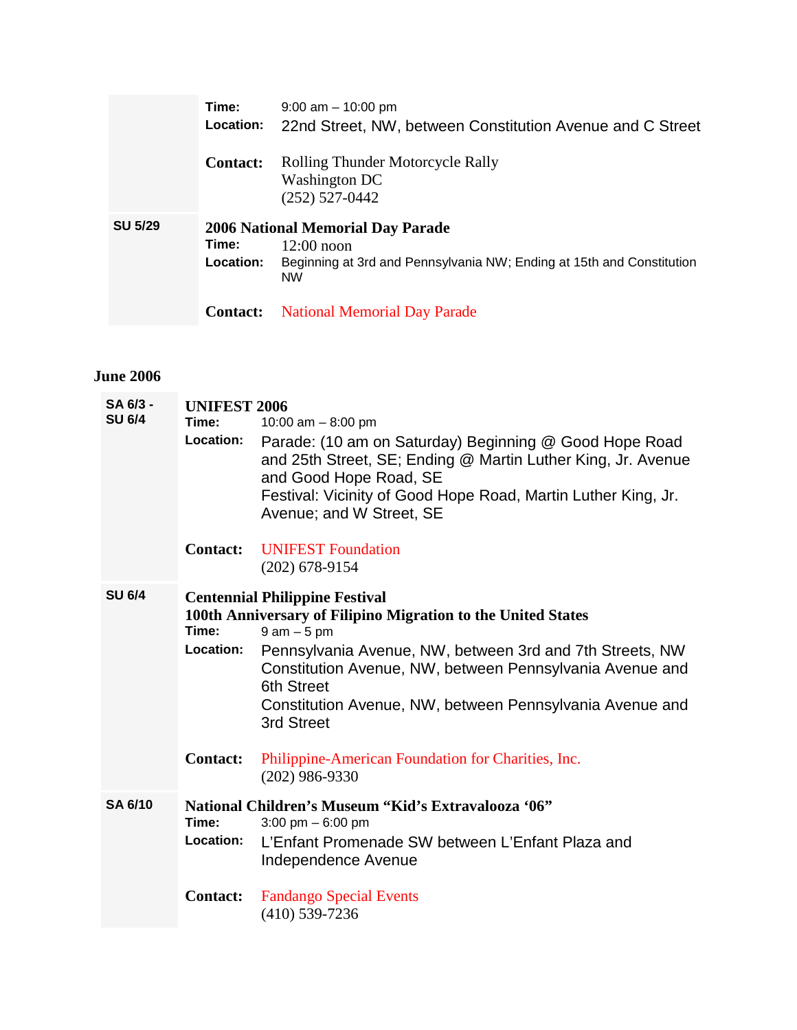| | |
|---|---|
| | **Time:** 9:00 am – 10:00 pm<br>**Location:** 22nd Street, NW, between Constitution Avenue and C Street<br><br>**Contact:** Rolling Thunder Motorcycle Rally<br>Washington DC<br>(252) 527-0442 |
| **SU 5/29** | **2006 National Memorial Day Parade**<br>**Time:** 12:00 noon<br>**Location:** Beginning at 3rd and Pennsylvania NW; Ending at 15th and Constitution NW<br><br>**Contact:** National Memorial Day Parade |

## June 2006

| | |
|---|---|
| **SA 6/3 - SU 6/4** | **UNIFEST 2006**<br>**Time:** 10:00 am – 8:00 pm<br>**Location:** Parade: (10 am on Saturday) Beginning @ Good Hope Road and 25th Street, SE; Ending @ Martin Luther King, Jr. Avenue and Good Hope Road, SE<br>Festival: Vicinity of Good Hope Road, Martin Luther King, Jr. Avenue; and W Street, SE<br><br>**Contact:** UNIFEST Foundation<br>(202) 678-9154 |
| **SU 6/4** | **Centennial Philippine Festival**<br>**100th Anniversary of Filipino Migration to the United States**<br>**Time:** 9 am – 5 pm<br>**Location:** Pennsylvania Avenue, NW, between 3rd and 7th Streets, NW<br>Constitution Avenue, NW, between Pennsylvania Avenue and 6th Street<br>Constitution Avenue, NW, between Pennsylvania Avenue and 3rd Street<br><br>**Contact:** Philippine-American Foundation for Charities, Inc.<br>(202) 986-9330 |
| **SA 6/10** | **National Children's Museum "Kid's Extravalooza '06"**<br>**Time:** 3:00 pm – 6:00 pm<br>**Location:** L'Enfant Promenade SW between L'Enfant Plaza and Independence Avenue<br><br>**Contact:** Fandango Special Events<br>(410) 539-7236 |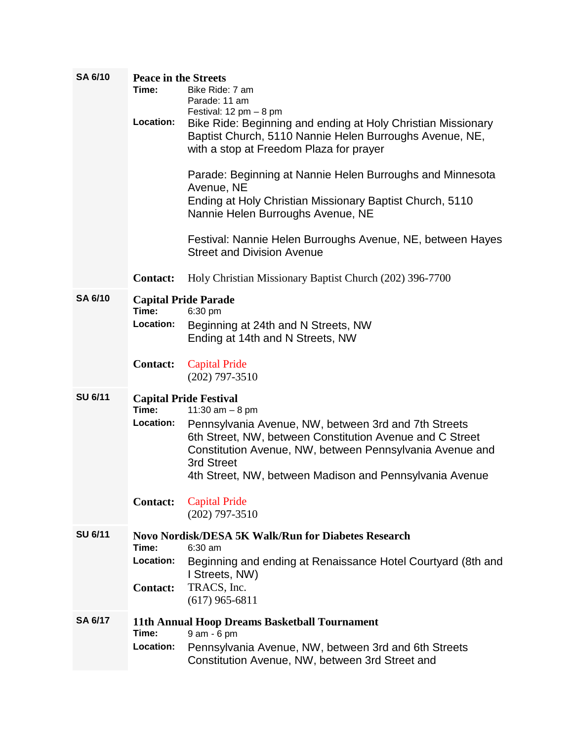| | |
|---|---|
| **SA 6/10** | **Peace in the Streets**<br>**Time:** Bike Ride: 7 am<br>Parade: 11 am<br>Festival: 12 pm – 8 pm<br>**Location:** Bike Ride: Beginning and ending at Holy Christian Missionary Baptist Church, 5110 Nannie Helen Burroughs Avenue, NE, with a stop at Freedom Plaza for prayer<br><br>Parade: Beginning at Nannie Helen Burroughs and Minnesota Avenue, NE<br>Ending at Holy Christian Missionary Baptist Church, 5110 Nannie Helen Burroughs Avenue, NE<br><br>Festival: Nannie Helen Burroughs Avenue, NE, between Hayes Street and Division Avenue<br><br>**Contact:** Holy Christian Missionary Baptist Church (202) 396-7700 |
| **SA 6/10** | **Capital Pride Parade**<br>**Time:** 6:30 pm<br>**Location:** Beginning at 24th and N Streets, NW<br>Ending at 14th and N Streets, NW<br><br>**Contact:** Capital Pride<br>(202) 797-3510 |
| **SU 6/11** | **Capital Pride Festival**<br>**Time:** 11:30 am – 8 pm<br>**Location:** Pennsylvania Avenue, NW, between 3rd and 7th Streets<br>6th Street, NW, between Constitution Avenue and C Street<br>Constitution Avenue, NW, between Pennsylvania Avenue and 3rd Street<br>4th Street, NW, between Madison and Pennsylvania Avenue<br><br>**Contact:** Capital Pride<br>(202) 797-3510 |
| **SU 6/11** | **Novo Nordisk/DESA 5K Walk/Run for Diabetes Research**<br>**Time:** 6:30 am<br>**Location:** Beginning and ending at Renaissance Hotel Courtyard (8th and I Streets, NW)<br>**Contact:** TRACS, Inc.<br>(617) 965-6811 |
| **SA 6/17** | **11th Annual Hoop Dreams Basketball Tournament**<br>**Time:** 9 am - 6 pm<br>**Location:** Pennsylvania Avenue, NW, between 3rd and 6th Streets<br>Constitution Avenue, NW, between 3rd Street and |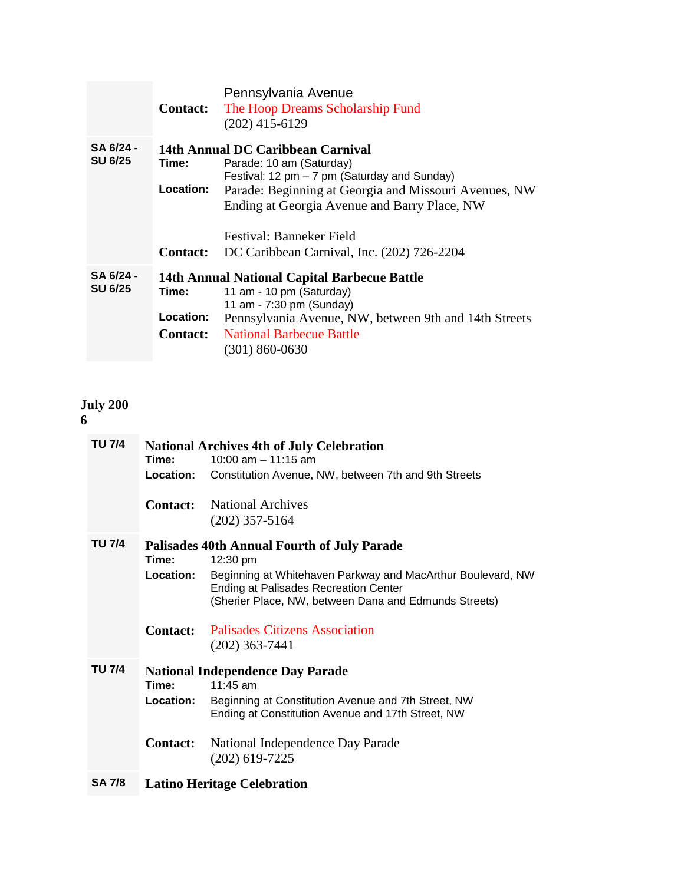| | |
|---|---|
| | Pennsylvania Avenue<br>**Contact:** The Hoop Dreams Scholarship Fund<br>(202) 415-6129 |
| **SA 6/24 - SU 6/25** | **14th Annual DC Caribbean Carnival**<br>**Time:** Parade: 10 am (Saturday)<br>Festival: 12 pm – 7 pm (Saturday and Sunday)<br>**Location:** Parade: Beginning at Georgia and Missouri Avenues, NW<br>Ending at Georgia Avenue and Barry Place, NW<br><br>Festival: Banneker Field<br>**Contact:** DC Caribbean Carnival, Inc. (202) 726-2204 |
| **SA 6/24 - SU 6/25** | **14th Annual National Capital Barbecue Battle**<br>**Time:** 11 am - 10 pm (Saturday)<br>11 am - 7:30 pm (Sunday)<br>**Location:** Pennsylvania Avenue, NW, between 9th and 14th Streets<br>**Contact:** National Barbecue Battle<br>(301) 860-0630 |

**July 2006**

| | |
|---|---|
| **TU 7/4** | **National Archives 4th of July Celebration**<br>**Time:** 10:00 am – 11:15 am<br>**Location:** Constitution Avenue, NW, between 7th and 9th Streets<br><br>**Contact:** National Archives<br>(202) 357-5164 |
| **TU 7/4** | **Palisades 40th Annual Fourth of July Parade**<br>**Time:** 12:30 pm<br>**Location:** Beginning at Whitehaven Parkway and MacArthur Boulevard, NW<br>Ending at Palisades Recreation Center<br>(Sherier Place, NW, between Dana and Edmunds Streets)<br><br>**Contact:** Palisades Citizens Association<br>(202) 363-7441 |
| **TU 7/4** | **National Independence Day Parade**<br>**Time:** 11:45 am<br>**Location:** Beginning at Constitution Avenue and 7th Street, NW<br>Ending at Constitution Avenue and 17th Street, NW<br><br>**Contact:** National Independence Day Parade<br>(202) 619-7225 |
| **SA 7/8** | **Latino Heritage Celebration** |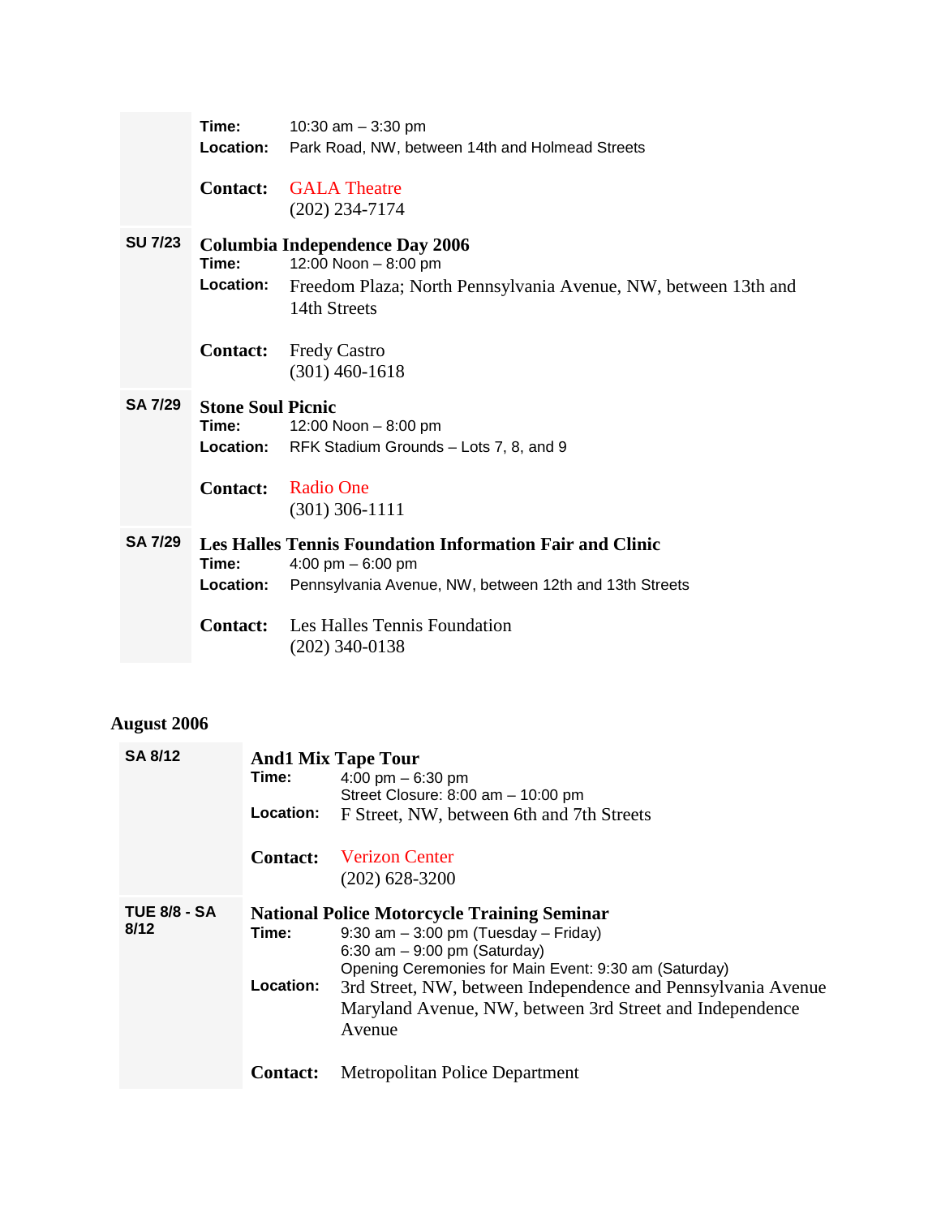| | |
|---|---|
| | **Time:** 10:30 am – 3:30 pm<br>**Location:** Park Road, NW, between 14th and Holmead Streets<br><br>**Contact:** GALA Theatre<br>(202) 234-7174 |
| **SU 7/23** | **Columbia Independence Day 2006**<br>**Time:** 12:00 Noon – 8:00 pm<br>**Location:** Freedom Plaza; North Pennsylvania Avenue, NW, between 13th and 14th Streets<br><br>**Contact:** Fredy Castro<br>(301) 460-1618 |
| **SA 7/29** | **Stone Soul Picnic**<br>**Time:** 12:00 Noon – 8:00 pm<br>**Location:** RFK Stadium Grounds – Lots 7, 8, and 9<br><br>**Contact:** Radio One<br>(301) 306-1111 |
| **SA 7/29** | **Les Halles Tennis Foundation Information Fair and Clinic**<br>**Time:** 4:00 pm – 6:00 pm<br>**Location:** Pennsylvania Avenue, NW, between 12th and 13th Streets<br><br>**Contact:** Les Halles Tennis Foundation<br>(202) 340-0138 |

## August 2006

| | |
|---|---|
| **SA 8/12** | **And1 Mix Tape Tour**<br>**Time:** 4:00 pm – 6:30 pm<br>Street Closure: 8:00 am – 10:00 pm<br>**Location:** F Street, NW, between 6th and 7th Streets<br><br>**Contact:** Verizon Center<br>(202) 628-3200 |
| **TUE 8/8 - SA 8/12** | **National Police Motorcycle Training Seminar**<br>**Time:** 9:30 am – 3:00 pm (Tuesday – Friday)<br>6:30 am – 9:00 pm (Saturday)<br>Opening Ceremonies for Main Event: 9:30 am (Saturday)<br>**Location:** 3rd Street, NW, between Independence and Pennsylvania Avenue<br>Maryland Avenue, NW, between 3rd Street and Independence Avenue<br><br>**Contact:** Metropolitan Police Department |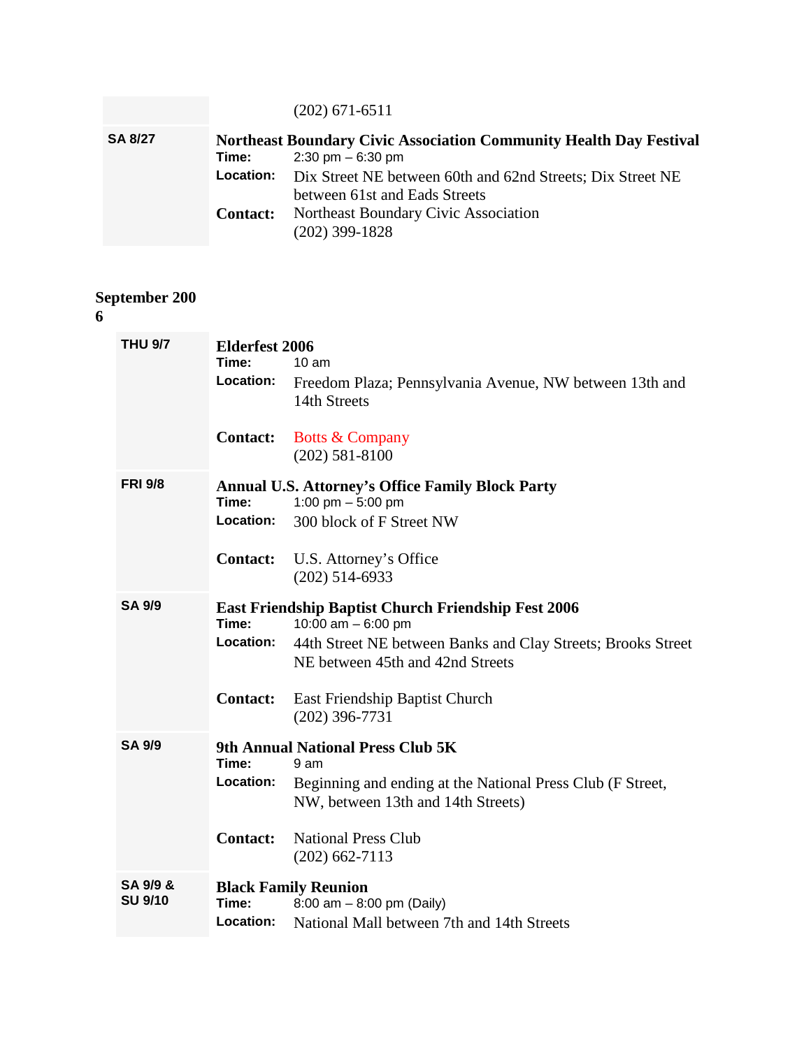| | |
|---|---|
| | (202) 671-6511 |
| **SA 8/27** | **Northeast Boundary Civic Association Community Health Day Festival**<br>**Time:** 2:30 pm – 6:30 pm<br>**Location:** Dix Street NE between 60th and 62nd Streets; Dix Street NE between 61st and Eads Streets<br>**Contact:** Northeast Boundary Civic Association (202) 399-1828 |

## September 2006

| | |
|---|---|
| **THU 9/7** | **Elderfest 2006**<br>**Time:** 10 am<br>**Location:** Freedom Plaza; Pennsylvania Avenue, NW between 13th and 14th Streets<br>**Contact:** Botts & Company (202) 581-8100 |
| **FRI 9/8** | **Annual U.S. Attorney's Office Family Block Party**<br>**Time:** 1:00 pm – 5:00 pm<br>**Location:** 300 block of F Street NW<br>**Contact:** U.S. Attorney's Office (202) 514-6933 |
| **SA 9/9** | **East Friendship Baptist Church Friendship Fest 2006**<br>**Time:** 10:00 am – 6:00 pm<br>**Location:** 44th Street NE between Banks and Clay Streets; Brooks Street NE between 45th and 42nd Streets<br>**Contact:** East Friendship Baptist Church (202) 396-7731 |
| **SA 9/9** | **9th Annual National Press Club 5K**<br>**Time:** 9 am<br>**Location:** Beginning and ending at the National Press Club (F Street, NW, between 13th and 14th Streets)<br>**Contact:** National Press Club (202) 662-7113 |
| **SA 9/9 & SU 9/10** | **Black Family Reunion**<br>**Time:** 8:00 am – 8:00 pm (Daily)<br>**Location:** National Mall between 7th and 14th Streets |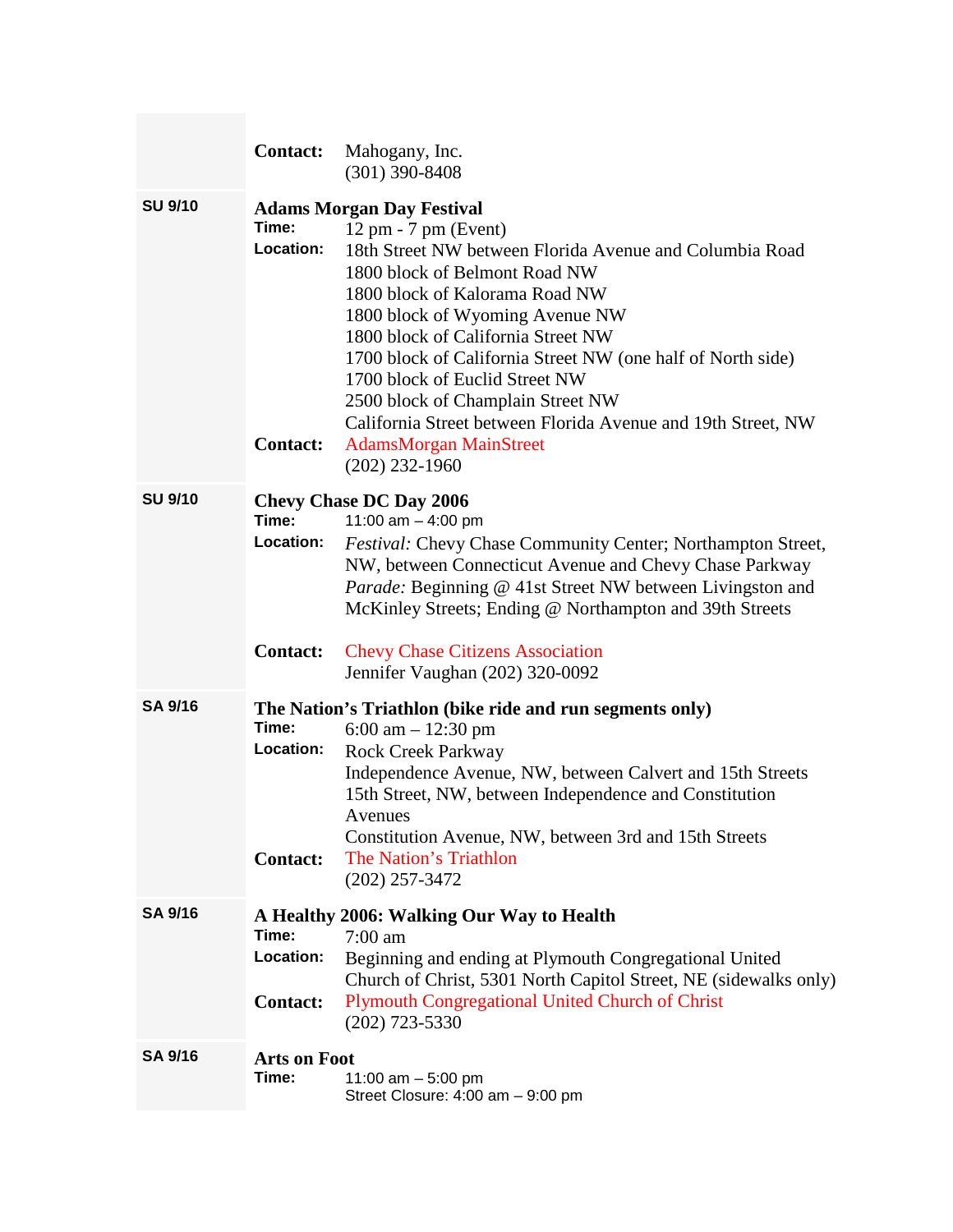| | | |
|---|---|---|
| | **Contact:** | Mahogany, Inc.<br>(301) 390-8408 |
| **SU 9/10** | **Adams Morgan Day Festival** | |
| | **Time:** | 12 pm - 7 pm (Event) |
| | **Location:** | 18th Street NW between Florida Avenue and Columbia Road<br>1800 block of Belmont Road NW<br>1800 block of Kalorama Road NW<br>1800 block of Wyoming Avenue NW<br>1800 block of California Street NW<br>1700 block of California Street NW (one half of North side)<br>1700 block of Euclid Street NW<br>2500 block of Champlain Street NW<br>California Street between Florida Avenue and 19th Street, NW |
| | **Contact:** | AdamsMorgan MainStreet<br>(202) 232-1960 |
| **SU 9/10** | **Chevy Chase DC Day 2006** | |
| | **Time:** | 11:00 am – 4:00 pm |
| | **Location:** | *Festival:* Chevy Chase Community Center; Northampton Street, NW, between Connecticut Avenue and Chevy Chase Parkway<br>*Parade:* Beginning @ 41st Street NW between Livingston and McKinley Streets; Ending @ Northampton and 39th Streets |
| | **Contact:** | Chevy Chase Citizens Association<br>Jennifer Vaughan (202) 320-0092 |
| **SA 9/16** | **The Nation's Triathlon (bike ride and run segments only)** | |
| | **Time:** | 6:00 am – 12:30 pm |
| | **Location:** | Rock Creek Parkway<br>Independence Avenue, NW, between Calvert and 15th Streets<br>15th Street, NW, between Independence and Constitution Avenues<br>Constitution Avenue, NW, between 3rd and 15th Streets |
| | **Contact:** | The Nation's Triathlon<br>(202) 257-3472 |
| **SA 9/16** | **A Healthy 2006: Walking Our Way to Health** | |
| | **Time:** | 7:00 am |
| | **Location:** | Beginning and ending at Plymouth Congregational United Church of Christ, 5301 North Capitol Street, NE (sidewalks only) |
| | **Contact:** | Plymouth Congregational United Church of Christ<br>(202) 723-5330 |
| **SA 9/16** | **Arts on Foot** | |
| | **Time:** | 11:00 am – 5:00 pm<br>Street Closure: 4:00 am – 9:00 pm |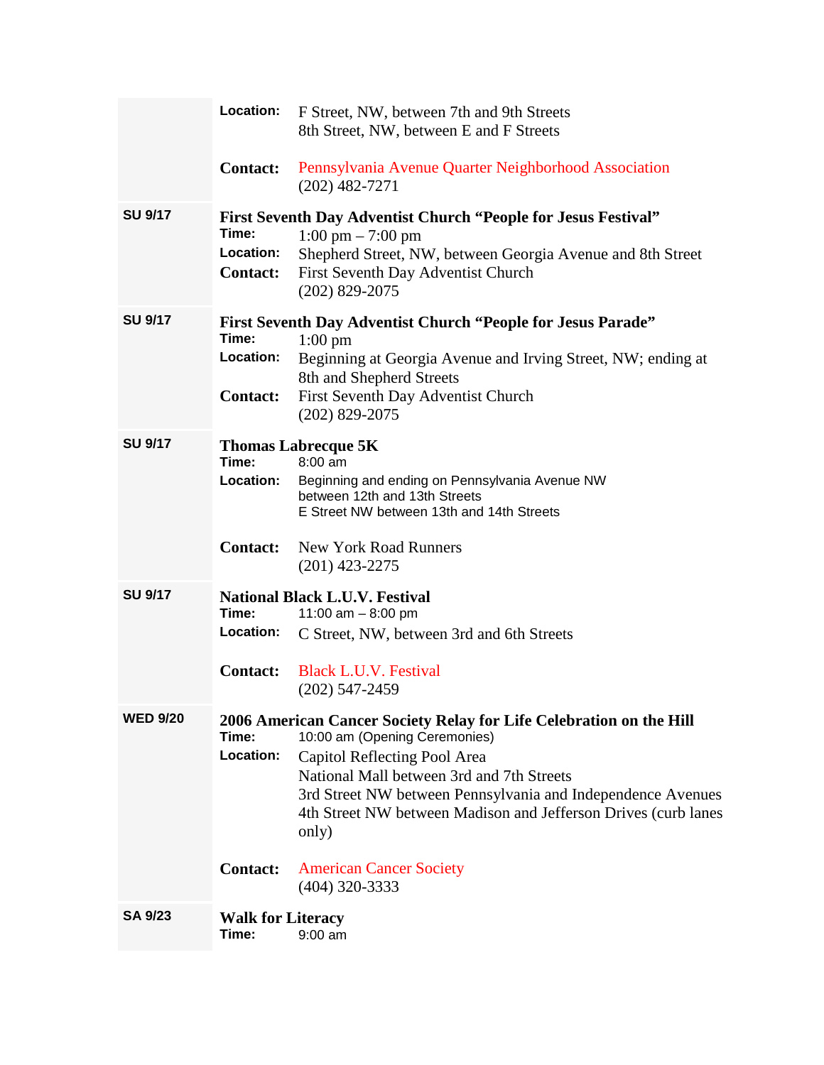| | |
|---|---|
| | **Location:** F Street, NW, between 7th and 9th Streets<br>8th Street, NW, between E and F Streets<br><br>**Contact:** Pennsylvania Avenue Quarter Neighborhood Association<br>(202) 482-7271 |
| **SU 9/17** | **First Seventh Day Adventist Church "People for Jesus Festival"**<br>**Time:** 1:00 pm – 7:00 pm<br>**Location:** Shepherd Street, NW, between Georgia Avenue and 8th Street<br>**Contact:** First Seventh Day Adventist Church<br>(202) 829-2075 |
| **SU 9/17** | **First Seventh Day Adventist Church "People for Jesus Parade"**<br>**Time:** 1:00 pm<br>**Location:** Beginning at Georgia Avenue and Irving Street, NW; ending at 8th and Shepherd Streets<br>**Contact:** First Seventh Day Adventist Church<br>(202) 829-2075 |
| **SU 9/17** | **Thomas Labrecque 5K**<br>**Time:** 8:00 am<br>**Location:** Beginning and ending on Pennsylvania Avenue NW between 12th and 13th Streets<br>E Street NW between 13th and 14th Streets<br><br>**Contact:** New York Road Runners<br>(201) 423-2275 |
| **SU 9/17** | **National Black L.U.V. Festival**<br>**Time:** 11:00 am – 8:00 pm<br>**Location:** C Street, NW, between 3rd and 6th Streets<br><br>**Contact:** Black L.U.V. Festival<br>(202) 547-2459 |
| **WED 9/20** | **2006 American Cancer Society Relay for Life Celebration on the Hill**<br>**Time:** 10:00 am (Opening Ceremonies)<br>**Location:** Capitol Reflecting Pool Area<br>National Mall between 3rd and 7th Streets<br>3rd Street NW between Pennsylvania and Independence Avenues<br>4th Street NW between Madison and Jefferson Drives (curb lanes only)<br><br>**Contact:** American Cancer Society<br>(404) 320-3333 |
| **SA 9/23** | **Walk for Literacy**<br>**Time:** 9:00 am |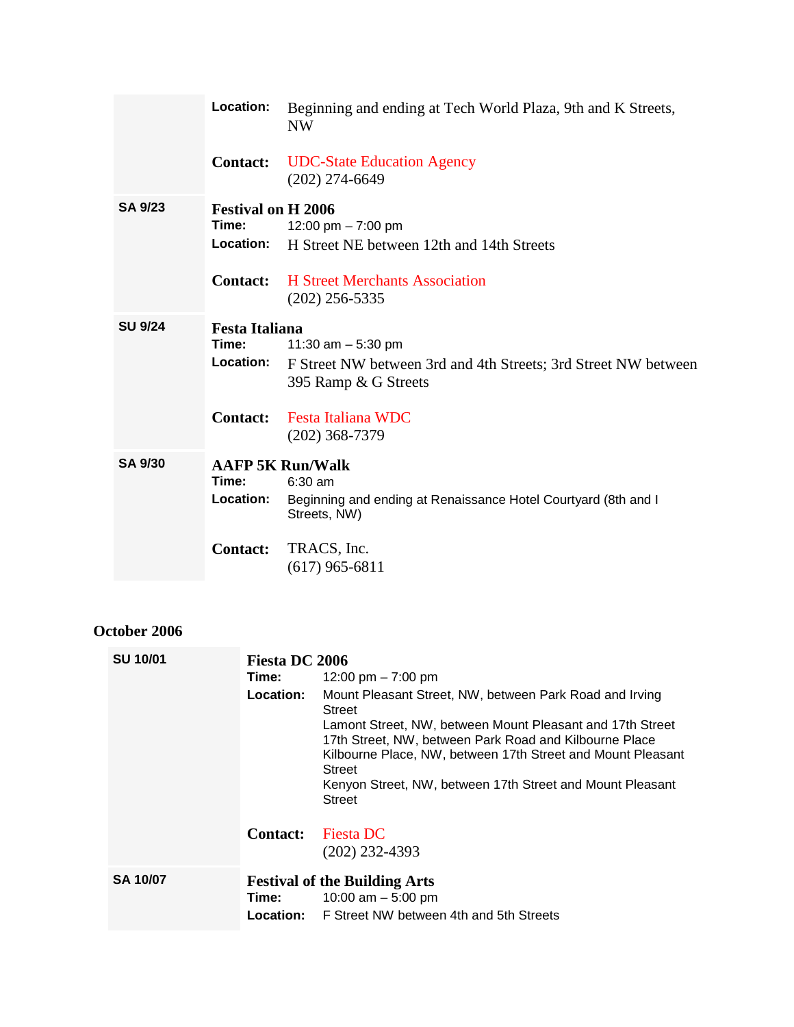| | |
|---|---|
| | **Location:** Beginning and ending at Tech World Plaza, 9th and K Streets, NW<br><br>**Contact:** UDC-State Education Agency<br>(202) 274-6649 |
| **SA 9/23** | **Festival on H 2006**<br>**Time:** 12:00 pm – 7:00 pm<br>**Location:** H Street NE between 12th and 14th Streets<br><br>**Contact:** H Street Merchants Association<br>(202) 256-5335 |
| **SU 9/24** | **Festa Italiana**<br>**Time:** 11:30 am – 5:30 pm<br>**Location:** F Street NW between 3rd and 4th Streets; 3rd Street NW between 395 Ramp & G Streets<br><br>**Contact:** Festa Italiana WDC<br>(202) 368-7379 |
| **SA 9/30** | **AAFP 5K Run/Walk**<br>**Time:** 6:30 am<br>**Location:** Beginning and ending at Renaissance Hotel Courtyard (8th and I Streets, NW)<br><br>**Contact:** TRACS, Inc.<br>(617) 965-6811 |

## October 2006

| | |
|---|---|
| **SU 10/01** | **Fiesta DC 2006**<br>**Time:** 12:00 pm – 7:00 pm<br>**Location:** Mount Pleasant Street, NW, between Park Road and Irving Street<br>Lamont Street, NW, between Mount Pleasant and 17th Street<br>17th Street, NW, between Park Road and Kilbourne Place<br>Kilbourne Place, NW, between 17th Street and Mount Pleasant Street<br>Kenyon Street, NW, between 17th Street and Mount Pleasant Street<br><br>**Contact:** Fiesta DC<br>(202) 232-4393 |
| **SA 10/07** | **Festival of the Building Arts**<br>**Time:** 10:00 am – 5:00 pm<br>**Location:** F Street NW between 4th and 5th Streets |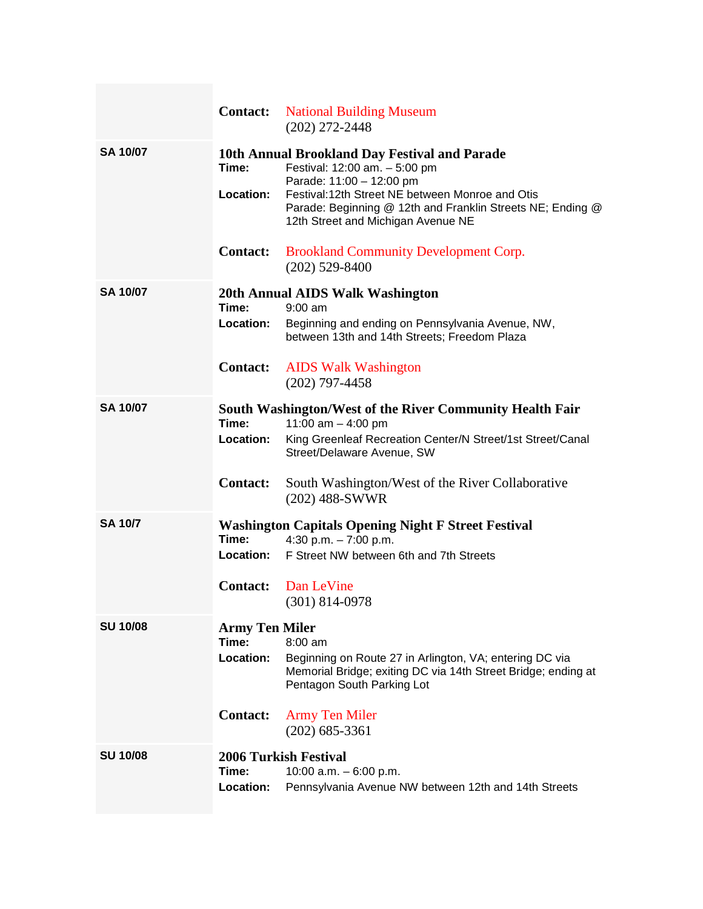| | |
|---|---|
| | **Contact:** National Building Museum<br>(202) 272-2448 |
| **SA 10/07** | **10th Annual Brookland Day Festival and Parade**<br>**Time:** Festival: 12:00 am. – 5:00 pm<br>Parade: 11:00 – 12:00 pm<br>**Location:** Festival:12th Street NE between Monroe and Otis<br>Parade: Beginning @ 12th and Franklin Streets NE; Ending @ 12th Street and Michigan Avenue NE<br><br>**Contact:** Brookland Community Development Corp.<br>(202) 529-8400 |
| **SA 10/07** | **20th Annual AIDS Walk Washington**<br>**Time:** 9:00 am<br>**Location:** Beginning and ending on Pennsylvania Avenue, NW, between 13th and 14th Streets; Freedom Plaza<br><br>**Contact:** AIDS Walk Washington<br>(202) 797-4458 |
| **SA 10/07** | **South Washington/West of the River Community Health Fair**<br>**Time:** 11:00 am – 4:00 pm<br>**Location:** King Greenleaf Recreation Center/N Street/1st Street/Canal Street/Delaware Avenue, SW<br><br>**Contact:** South Washington/West of the River Collaborative<br>(202) 488-SWWR |
| **SA 10/7** | **Washington Capitals Opening Night F Street Festival**<br>**Time:** 4:30 p.m. – 7:00 p.m.<br>**Location:** F Street NW between 6th and 7th Streets<br><br>**Contact:** Dan LeVine<br>(301) 814-0978 |
| **SU 10/08** | **Army Ten Miler**<br>**Time:** 8:00 am<br>**Location:** Beginning on Route 27 in Arlington, VA; entering DC via Memorial Bridge; exiting DC via 14th Street Bridge; ending at Pentagon South Parking Lot<br><br>**Contact:** Army Ten Miler<br>(202) 685-3361 |
| **SU 10/08** | **2006 Turkish Festival**<br>**Time:** 10:00 a.m. – 6:00 p.m.<br>**Location:** Pennsylvania Avenue NW between 12th and 14th Streets |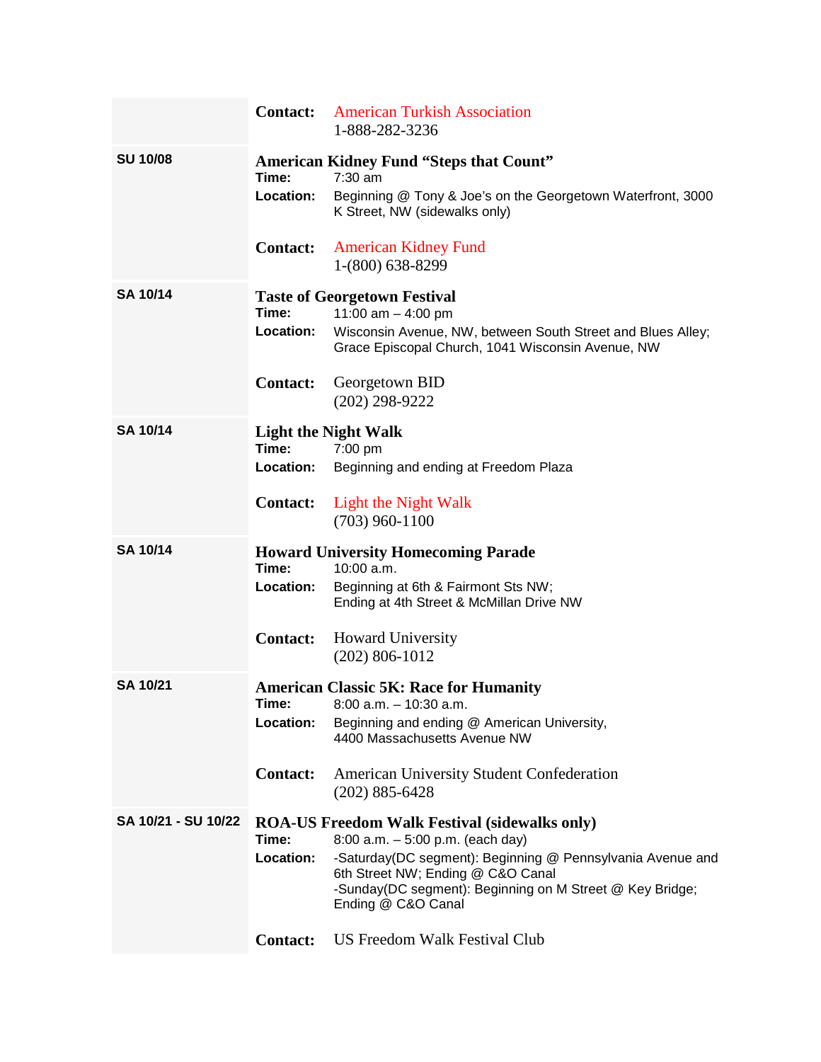| | |
|---|---|
| | **Contact:** American Turkish Association<br>1-888-282-3236 |
| **SU 10/08** | **American Kidney Fund "Steps that Count"**<br>**Time:** 7:30 am<br>**Location:** Beginning @ Tony & Joe's on the Georgetown Waterfront, 3000 K Street, NW (sidewalks only)<br><br>**Contact:** American Kidney Fund<br>1-(800) 638-8299 |
| **SA 10/14** | **Taste of Georgetown Festival**<br>**Time:** 11:00 am – 4:00 pm<br>**Location:** Wisconsin Avenue, NW, between South Street and Blues Alley; Grace Episcopal Church, 1041 Wisconsin Avenue, NW<br><br>**Contact:** Georgetown BID<br>(202) 298-9222 |
| **SA 10/14** | **Light the Night Walk**<br>**Time:** 7:00 pm<br>**Location:** Beginning and ending at Freedom Plaza<br><br>**Contact:** Light the Night Walk<br>(703) 960-1100 |
| **SA 10/14** | **Howard University Homecoming Parade**<br>**Time:** 10:00 a.m.<br>**Location:** Beginning at 6th & Fairmont Sts NW;<br>Ending at 4th Street & McMillan Drive NW<br><br>**Contact:** Howard University<br>(202) 806-1012 |
| **SA 10/21** | **American Classic 5K: Race for Humanity**<br>**Time:** 8:00 a.m. – 10:30 a.m.<br>**Location:** Beginning and ending @ American University,<br>4400 Massachusetts Avenue NW<br><br>**Contact:** American University Student Confederation<br>(202) 885-6428 |
| **SA 10/21 - SU 10/22** | **ROA-US Freedom Walk Festival (sidewalks only)**<br>**Time:** 8:00 a.m. – 5:00 p.m. (each day)<br>**Location:** -Saturday(DC segment): Beginning @ Pennsylvania Avenue and 6th Street NW; Ending @ C&O Canal<br>-Sunday(DC segment): Beginning on M Street @ Key Bridge; Ending @ C&O Canal<br><br>**Contact:** US Freedom Walk Festival Club |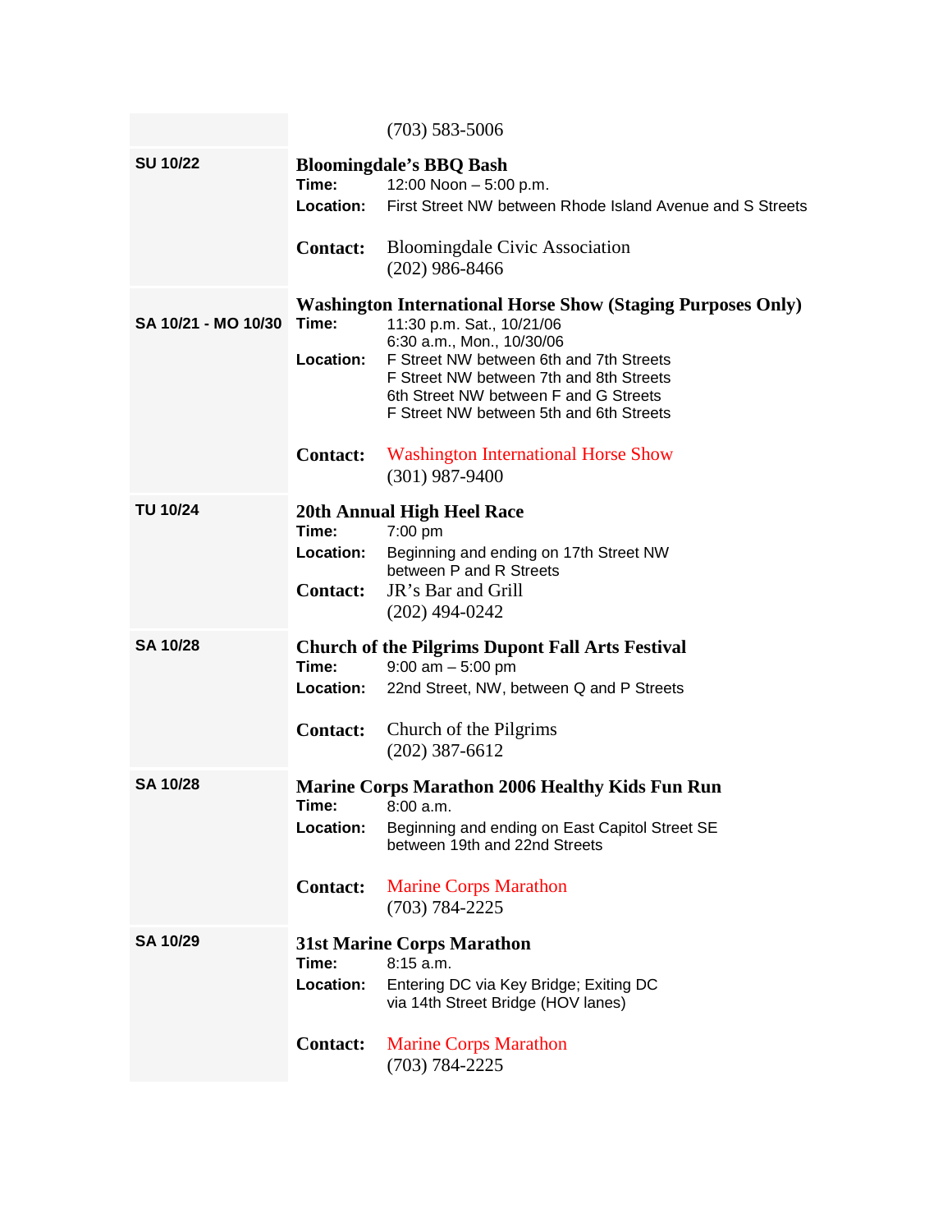| | |
|---|---|
| | (703) 583-5006 |
| **SU 10/22** | **Bloomingdale's BBQ Bash**<br>**Time:** 12:00 Noon – 5:00 p.m.<br>**Location:** First Street NW between Rhode Island Avenue and S Streets<br><br>**Contact:** Bloomingdale Civic Association<br>(202) 986-8466 |
| **SA 10/21 - MO 10/30** | **Washington International Horse Show (Staging Purposes Only)**<br>**Time:** 11:30 p.m. Sat., 10/21/06<br>6:30 a.m., Mon., 10/30/06<br>**Location:** F Street NW between 6th and 7th Streets<br>F Street NW between 7th and 8th Streets<br>6th Street NW between F and G Streets<br>F Street NW between 5th and 6th Streets<br><br>**Contact:** Washington International Horse Show<br>(301) 987-9400 |
| **TU 10/24** | **20th Annual High Heel Race**<br>**Time:** 7:00 pm<br>**Location:** Beginning and ending on 17th Street NW between P and R Streets<br>**Contact:** JR's Bar and Grill<br>(202) 494-0242 |
| **SA 10/28** | **Church of the Pilgrims Dupont Fall Arts Festival**<br>**Time:** 9:00 am – 5:00 pm<br>**Location:** 22nd Street, NW, between Q and P Streets<br><br>**Contact:** Church of the Pilgrims<br>(202) 387-6612 |
| **SA 10/28** | **Marine Corps Marathon 2006 Healthy Kids Fun Run**<br>**Time:** 8:00 a.m.<br>**Location:** Beginning and ending on East Capitol Street SE between 19th and 22nd Streets<br><br>**Contact:** Marine Corps Marathon<br>(703) 784-2225 |
| **SA 10/29** | **31st Marine Corps Marathon**<br>**Time:** 8:15 a.m.<br>**Location:** Entering DC via Key Bridge; Exiting DC via 14th Street Bridge (HOV lanes)<br><br>**Contact:** Marine Corps Marathon<br>(703) 784-2225 |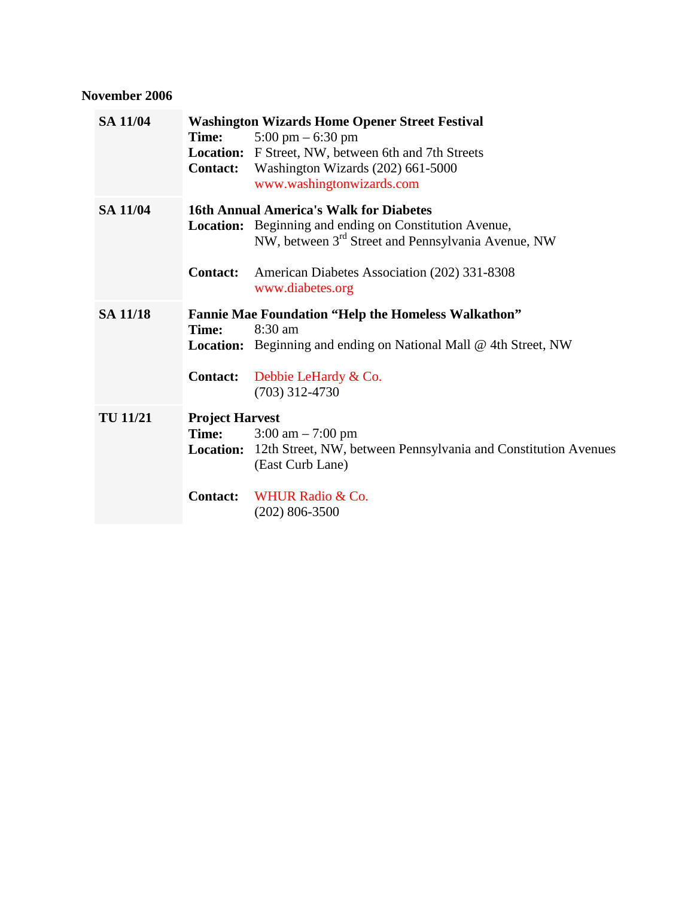**November 2006**

| | |
|---|---|
| **SA 11/04** | **Washington Wizards Home Opener Street Festival**<br>**Time:** 5:00 pm – 6:30 pm<br>**Location:** F Street, NW, between 6th and 7th Streets<br>**Contact:** Washington Wizards (202) 661-5000<br>www.washingtonwizards.com |
| **SA 11/04** | **16th Annual America's Walk for Diabetes**<br>**Location:** Beginning and ending on Constitution Avenue, NW, between 3rd Street and Pennsylvania Avenue, NW<br>**Contact:** American Diabetes Association (202) 331-8308<br>www.diabetes.org |
| **SA 11/18** | **Fannie Mae Foundation "Help the Homeless Walkathon"**<br>**Time:** 8:30 am<br>**Location:** Beginning and ending on National Mall @ 4th Street, NW<br>**Contact:** Debbie LeHardy & Co.<br>(703) 312-4730 |
| **TU 11/21** | **Project Harvest**<br>**Time:** 3:00 am – 7:00 pm<br>**Location:** 12th Street, NW, between Pennsylvania and Constitution Avenues (East Curb Lane)<br>**Contact:** WHUR Radio & Co.<br>(202) 806-3500 |